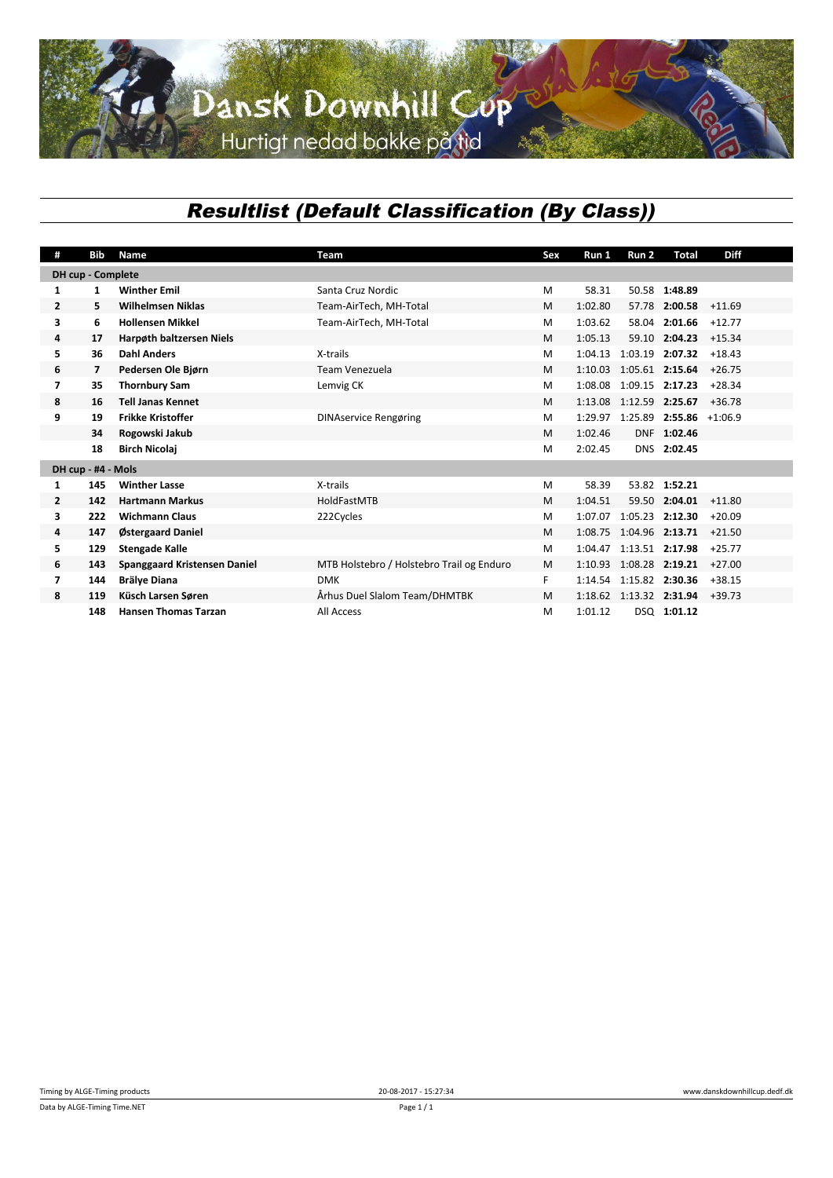# Dansk Downhill Cup

Hurtigt nedad bakke på tid

## *Resultlist (Default Classification (By Class))*

| # | Bib | Name | Team | Sex | Run 1 | Run 2 | Total | Diff |
|---|---|---|---|---|---|---|---|---|
| **DH cup - Complete** | | | | | | | | |
| **1** | **1** | **Winther Emil** | Santa Cruz Nordic | M | 58.31 | 50.58 | **1:48.89** | |
| **2** | **5** | **Wilhelmsen Niklas** | Team-AirTech, MH-Total | M | 1:02.80 | 57.78 | **2:00.58** | +11.69 |
| **3** | **6** | **Hollensen Mikkel** | Team-AirTech, MH-Total | M | 1:03.62 | 58.04 | **2:01.66** | +12.77 |
| **4** | **17** | **Harpøth baltzersen Niels** | | M | 1:05.13 | 59.10 | **2:04.23** | +15.34 |
| **5** | **36** | **Dahl Anders** | X-trails | M | 1:04.13 | 1:03.19 | **2:07.32** | +18.43 |
| **6** | **7** | **Pedersen Ole Bjørn** | Team Venezuela | M | 1:10.03 | 1:05.61 | **2:15.64** | +26.75 |
| **7** | **35** | **Thornbury Sam** | Lemvig CK | M | 1:08.08 | 1:09.15 | **2:17.23** | +28.34 |
| **8** | **16** | **Tell Janas Kennet** | | M | 1:13.08 | 1:12.59 | **2:25.67** | +36.78 |
| **9** | **19** | **Frikke Kristoffer** | DINAservice Rengøring | M | 1:29.97 | 1:25.89 | **2:55.86** | +1:06.9 |
| | **34** | **Rogowski Jakub** | | M | 1:02.46 | DNF | **1:02.46** | |
| | **18** | **Birch Nicolaj** | | M | 2:02.45 | DNS | **2:02.45** | |
| **DH cup - #4 - Mols** | | | | | | | | |
| **1** | **145** | **Winther Lasse** | X-trails | M | 58.39 | 53.82 | **1:52.21** | |
| **2** | **142** | **Hartmann Markus** | HoldFastMTB | M | 1:04.51 | 59.50 | **2:04.01** | +11.80 |
| **3** | **222** | **Wichmann Claus** | 222Cycles | M | 1:07.07 | 1:05.23 | **2:12.30** | +20.09 |
| **4** | **147** | **Østergaard Daniel** | | M | 1:08.75 | 1:04.96 | **2:13.71** | +21.50 |
| **5** | **129** | **Stengade Kalle** | | M | 1:04.47 | 1:13.51 | **2:17.98** | +25.77 |
| **6** | **143** | **Spanggaard Kristensen Daniel** | MTB Holstebro / Holstebro Trail og Enduro | M | 1:10.93 | 1:08.28 | **2:19.21** | +27.00 |
| **7** | **144** | **Brälye Diana** | DMK | F | 1:14.54 | 1:15.82 | **2:30.36** | +38.15 |
| **8** | **119** | **Küsch Larsen Søren** | Århus Duel Slalom Team/DHMTBK | M | 1:18.62 | 1:13.32 | **2:31.94** | +39.73 |
| | **148** | **Hansen Thomas Tarzan** | All Access | M | 1:01.12 | DSQ | **1:01.12** | |

Timing by ALGE-Timing products — 20-08-2017 - 15:27:34 — www.danskdownhillcup.dedf.dk

Data by ALGE-Timing Time.NET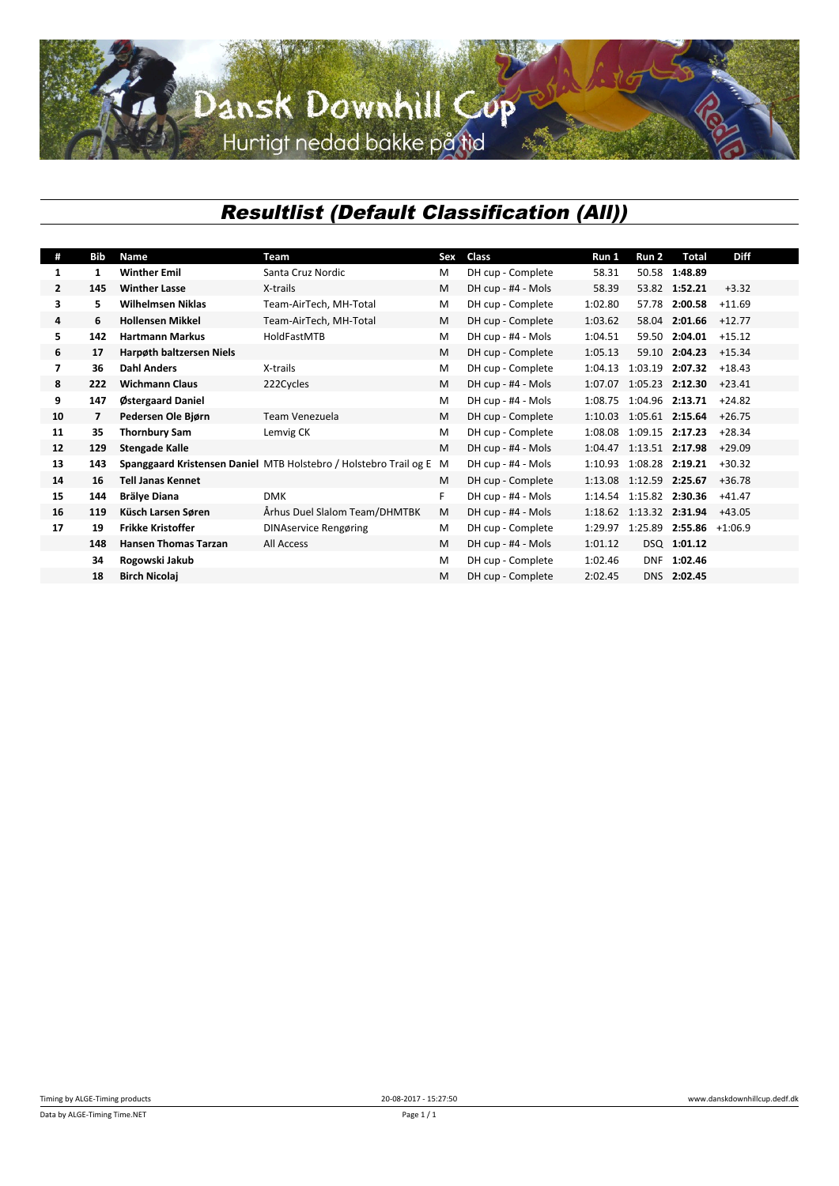# Dansk Downhill Cup

Hurtigt nedad bakke på tid

## *Resultlist (Default Classification (All))*

| # | Bib | Name | Team | Sex | Class | Run 1 | Run 2 | Total | Diff |
|---|---|---|---|---|---|---|---|---|---|
| 1 | 1 | **Winther Emil** | Santa Cruz Nordic | M | DH cup - Complete | 58.31 | 50.58 | **1:48.89** | |
| 2 | 145 | **Winther Lasse** | X-trails | M | DH cup - #4 - Mols | 58.39 | 53.82 | **1:52.21** | +3.32 |
| 3 | 5 | **Wilhelmsen Niklas** | Team-AirTech, MH-Total | M | DH cup - Complete | 1:02.80 | 57.78 | **2:00.58** | +11.69 |
| 4 | 6 | **Hollensen Mikkel** | Team-AirTech, MH-Total | M | DH cup - Complete | 1:03.62 | 58.04 | **2:01.66** | +12.77 |
| 5 | 142 | **Hartmann Markus** | HoldFastMTB | M | DH cup - #4 - Mols | 1:04.51 | 59.50 | **2:04.01** | +15.12 |
| 6 | 17 | **Harpøth baltzersen Niels** | | M | DH cup - Complete | 1:05.13 | 59.10 | **2:04.23** | +15.34 |
| 7 | 36 | **Dahl Anders** | X-trails | M | DH cup - Complete | 1:04.13 | 1:03.19 | **2:07.32** | +18.43 |
| 8 | 222 | **Wichmann Claus** | 222Cycles | M | DH cup - #4 - Mols | 1:07.07 | 1:05.23 | **2:12.30** | +23.41 |
| 9 | 147 | **Østergaard Daniel** | | M | DH cup - #4 - Mols | 1:08.75 | 1:04.96 | **2:13.71** | +24.82 |
| 10 | 7 | **Pedersen Ole Bjørn** | Team Venezuela | M | DH cup - Complete | 1:10.03 | 1:05.61 | **2:15.64** | +26.75 |
| 11 | 35 | **Thornbury Sam** | Lemvig CK | M | DH cup - Complete | 1:08.08 | 1:09.15 | **2:17.23** | +28.34 |
| 12 | 129 | **Stengade Kalle** | | M | DH cup - #4 - Mols | 1:04.47 | 1:13.51 | **2:17.98** | +29.09 |
| 13 | 143 | **Spanggaard Kristensen Daniel** | MTB Holstebro / Holstebro Trail og E | M | DH cup - #4 - Mols | 1:10.93 | 1:08.28 | **2:19.21** | +30.32 |
| 14 | 16 | **Tell Janas Kennet** | | M | DH cup - Complete | 1:13.08 | 1:12.59 | **2:25.67** | +36.78 |
| 15 | 144 | **Brälye Diana** | DMK | F | DH cup - #4 - Mols | 1:14.54 | 1:15.82 | **2:30.36** | +41.47 |
| 16 | 119 | **Küsch Larsen Søren** | Århus Duel Slalom Team/DHMTBK | M | DH cup - #4 - Mols | 1:18.62 | 1:13.32 | **2:31.94** | +43.05 |
| 17 | 19 | **Frikke Kristoffer** | DINAservice Rengøring | M | DH cup - Complete | 1:29.97 | 1:25.89 | **2:55.86** | +1:06.9 |
| | 148 | **Hansen Thomas Tarzan** | All Access | M | DH cup - #4 - Mols | 1:01.12 | DSQ | **1:01.12** | |
| | 34 | **Rogowski Jakub** | | M | DH cup - Complete | 1:02.46 | DNF | **1:02.46** | |
| | 18 | **Birch Nicolaj** | | M | DH cup - Complete | 2:02.45 | DNS | **2:02.45** | |

Timing by ALGE-Timing products | 20-08-2017 - 15:27:50 | www.danskdownhillcup.dedf.dk

Data by ALGE-Timing Time.NET